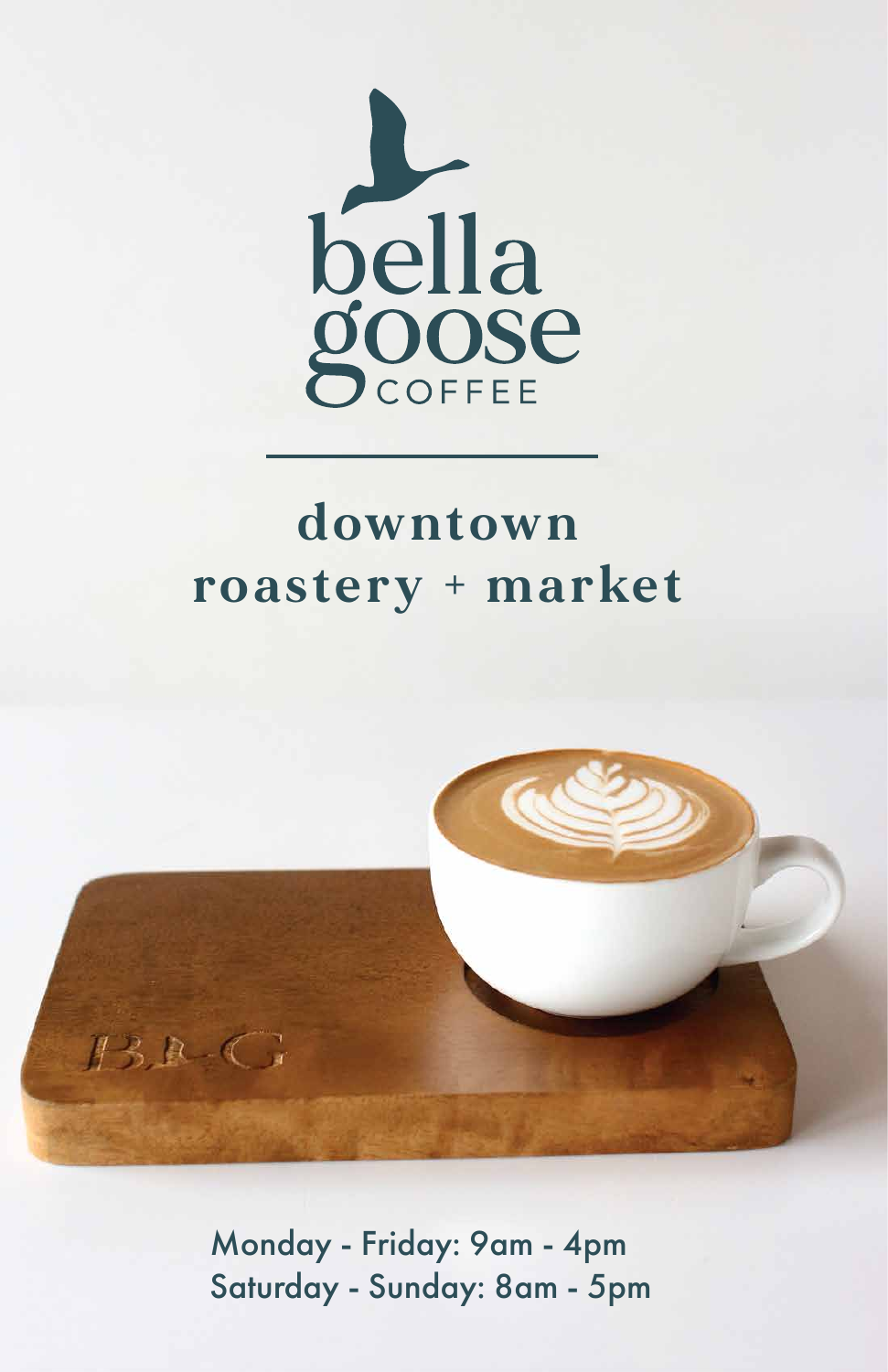# bella goose COFFEE

## downtown roastery + market

Monday - Friday: 9am - 4pm
Saturday - Sunday: 8am - 5pm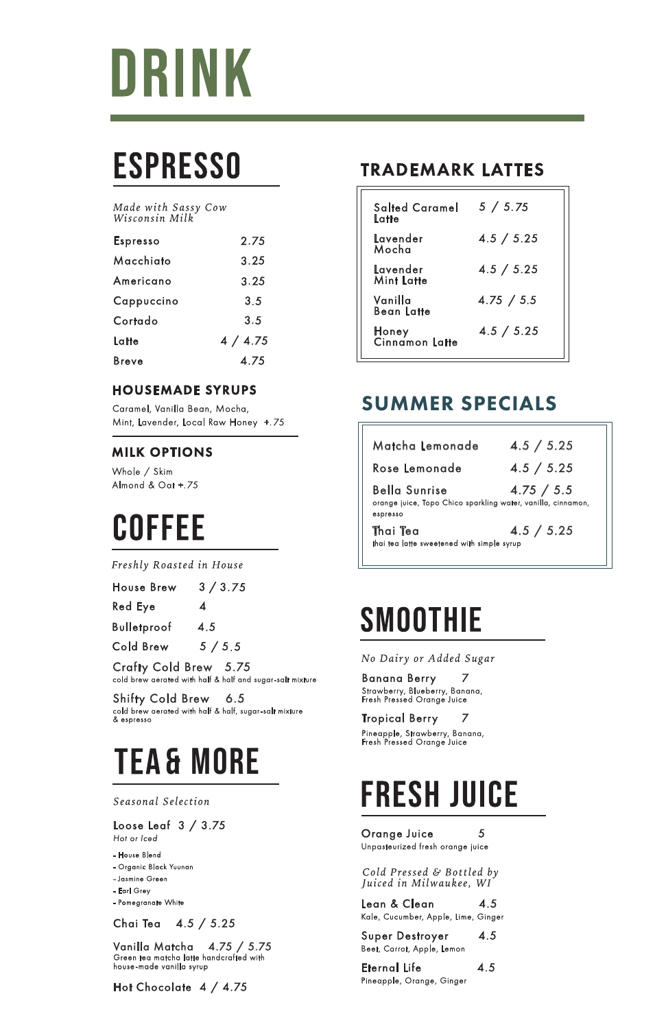# DRINK

## ESPRESSO

*Made with Sassy Cow Wisconsin Milk*

| | |
|---|---|
| Espresso | 2.75 |
| Macchiato | 3.25 |
| Americano | 3.25 |
| Cappuccino | 3.5 |
| Cortado | 3.5 |
| Latte | 4 / 4.75 |
| Breve | 4.75 |

### HOUSEMADE SYRUPS

Caramel, Vanilla Bean, Mocha, Mint, Lavender, Local Raw Honey +.75

### MILK OPTIONS

Whole / Skim
Almond & Oat +.75

## COFFEE

*Freshly Roasted in House*

House Brew 3 / 3.75

Red Eye 4

Bulletproof 4.5

Cold Brew 5 / 5.5

Crafty Cold Brew 5.75
cold brew aerated with half & half and sugar-salt mixture

Shifty Cold Brew 6.5
cold brew aerated with half & half, sugar-salt mixture & espresso

## TEA & MORE

*Seasonal Selection*

Loose Leaf 3 / 3.75
*Hot or Iced*

- House Blend
- Organic Black Yuunan
- Jasmine Green
- Earl Grey
- Pomegranate White

Chai Tea 4.5 / 5.25

Vanilla Matcha 4.75 / 5.75
Green tea matcha latte handcrafted with house-made vanilla syrup

Hot Chocolate 4 / 4.75

## TRADEMARK LATTES

| | |
|---|---|
| Salted Caramel Latte | 5 / 5.75 |
| Lavender Mocha | 4.5 / 5.25 |
| Lavender Mint Latte | 4.5 / 5.25 |
| Vanilla Bean Latte | 4.75 / 5.5 |
| Honey Cinnamon Latte | 4.5 / 5.25 |

## SUMMER SPECIALS

Matcha Lemonade 4.5 / 5.25

Rose Lemonade 4.5 / 5.25

Bella Sunrise 4.75 / 5.5
orange juice, Topo Chico sparkling water, vanilla, cinnamon, espresso

Thai Tea 4.5 / 5.25
thai tea latte sweetened with simple syrup

## SMOOTHIE

*No Dairy or Added Sugar*

Banana Berry 7
Strawberry, Blueberry, Banana, Fresh Pressed Orange Juice

Tropical Berry 7
Pineapple, Strawberry, Banana, Fresh Pressed Orange Juice

## FRESH JUICE

Orange Juice 5
Unpasteurized fresh orange juice

*Cold Pressed & Bottled by Juiced in Milwaukee, WI*

Lean & Clean 4.5
Kale, Cucumber, Apple, Lime, Ginger

Super Destroyer 4.5
Beet, Carrot, Apple, Lemon

Eternal Life 4.5
Pineapple, Orange, Ginger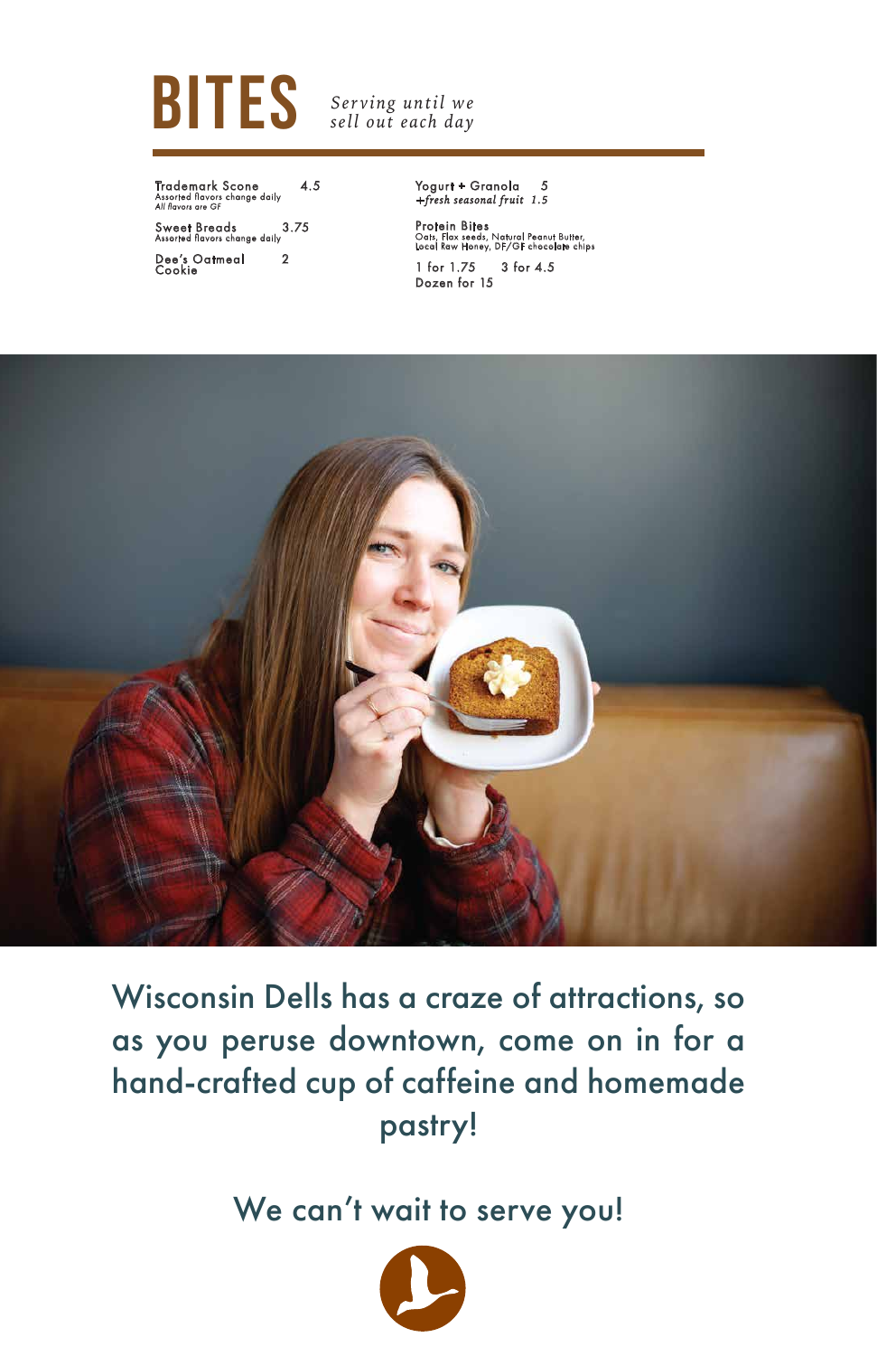# BITES

*Serving until we sell out each day*

Trademark Scone 4.5
Assorted flavors change daily
*All flavors are GF*

Sweet Breads 3.75
Assorted flavors change daily

Dee's Oatmeal Cookie 2

Yogurt + Granola 5
*+fresh seasonal fruit 1.5*

Protein Bites
Oats, Flax seeds, Natural Peanut Butter, Local Raw Honey, DF/GF chocolate chips

1 for 1.75 3 for 4.5
Dozen for 15

Wisconsin Dells has a craze of attractions, so as you peruse downtown, come on in for a hand-crafted cup of caffeine and homemade pastry!

We can't wait to serve you!